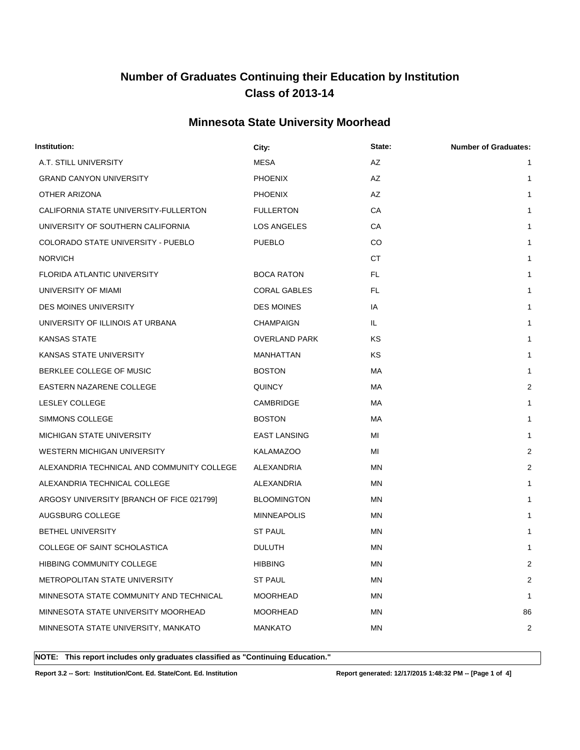# Number of Graduates Continuing their Education by Institution
# Class of 2013-14

## Minnesota State University Moorhead

| Institution: | City: | State: | Number of Graduates: |
|---|---|---|---|
| A.T. STILL UNIVERSITY | MESA | AZ | 1 |
| GRAND CANYON UNIVERSITY | PHOENIX | AZ | 1 |
| OTHER ARIZONA | PHOENIX | AZ | 1 |
| CALIFORNIA STATE UNIVERSITY-FULLERTON | FULLERTON | CA | 1 |
| UNIVERSITY OF SOUTHERN CALIFORNIA | LOS ANGELES | CA | 1 |
| COLORADO STATE UNIVERSITY - PUEBLO | PUEBLO | CO | 1 |
| NORVICH | | CT | 1 |
| FLORIDA ATLANTIC UNIVERSITY | BOCA RATON | FL | 1 |
| UNIVERSITY OF MIAMI | CORAL GABLES | FL | 1 |
| DES MOINES UNIVERSITY | DES MOINES | IA | 1 |
| UNIVERSITY OF ILLINOIS AT URBANA | CHAMPAIGN | IL | 1 |
| KANSAS STATE | OVERLAND PARK | KS | 1 |
| KANSAS STATE UNIVERSITY | MANHATTAN | KS | 1 |
| BERKLEE COLLEGE OF MUSIC | BOSTON | MA | 1 |
| EASTERN NAZARENE COLLEGE | QUINCY | MA | 2 |
| LESLEY COLLEGE | CAMBRIDGE | MA | 1 |
| SIMMONS COLLEGE | BOSTON | MA | 1 |
| MICHIGAN STATE UNIVERSITY | EAST LANSING | MI | 1 |
| WESTERN MICHIGAN UNIVERSITY | KALAMAZOO | MI | 2 |
| ALEXANDRIA TECHNICAL AND COMMUNITY COLLEGE | ALEXANDRIA | MN | 2 |
| ALEXANDRIA TECHNICAL COLLEGE | ALEXANDRIA | MN | 1 |
| ARGOSY UNIVERSITY [BRANCH OF FICE 021799] | BLOOMINGTON | MN | 1 |
| AUGSBURG COLLEGE | MINNEAPOLIS | MN | 1 |
| BETHEL UNIVERSITY | ST PAUL | MN | 1 |
| COLLEGE OF SAINT SCHOLASTICA | DULUTH | MN | 1 |
| HIBBING COMMUNITY COLLEGE | HIBBING | MN | 2 |
| METROPOLITAN STATE UNIVERSITY | ST PAUL | MN | 2 |
| MINNESOTA STATE COMMUNITY AND TECHNICAL | MOORHEAD | MN | 1 |
| MINNESOTA STATE UNIVERSITY MOORHEAD | MOORHEAD | MN | 86 |
| MINNESOTA STATE UNIVERSITY, MANKATO | MANKATO | MN | 2 |

**NOTE: This report includes only graduates classified as "Continuing Education."**

**Report 3.2 -- Sort: Institution/Cont. Ed. State/Cont. Ed. Institution** **Report generated: 12/17/2015 1:48:32 PM**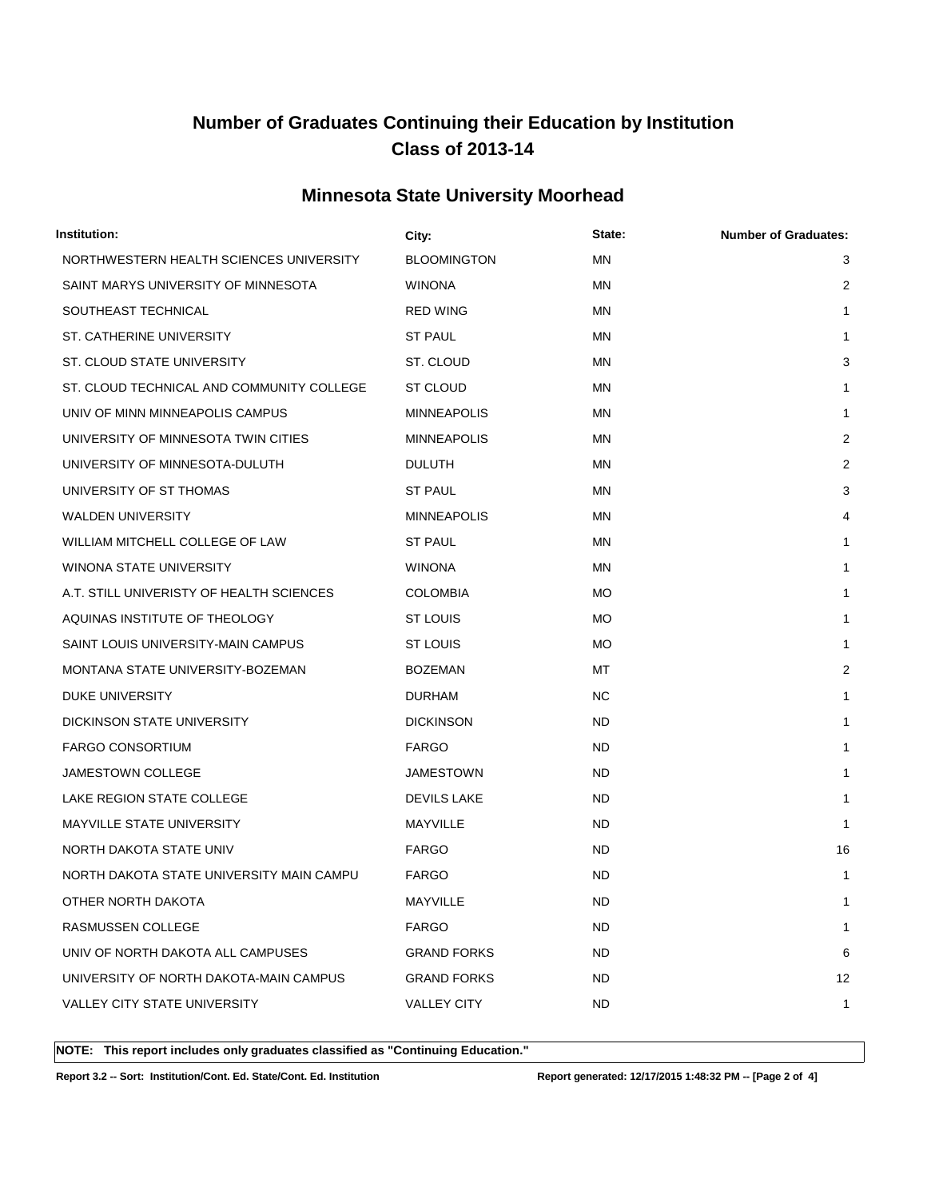# Number of Graduates Continuing their Education by Institution
# Class of 2013-14

## Minnesota State University Moorhead

| Institution: | City: | State: | Number of Graduates: |
| --- | --- | --- | --- |
| NORTHWESTERN HEALTH SCIENCES UNIVERSITY | BLOOMINGTON | MN | 3 |
| SAINT MARYS UNIVERSITY OF MINNESOTA | WINONA | MN | 2 |
| SOUTHEAST TECHNICAL | RED WING | MN | 1 |
| ST. CATHERINE UNIVERSITY | ST PAUL | MN | 1 |
| ST. CLOUD STATE UNIVERSITY | ST. CLOUD | MN | 3 |
| ST. CLOUD TECHNICAL AND COMMUNITY COLLEGE | ST CLOUD | MN | 1 |
| UNIV OF MINN MINNEAPOLIS CAMPUS | MINNEAPOLIS | MN | 1 |
| UNIVERSITY OF MINNESOTA TWIN CITIES | MINNEAPOLIS | MN | 2 |
| UNIVERSITY OF MINNESOTA-DULUTH | DULUTH | MN | 2 |
| UNIVERSITY OF ST THOMAS | ST PAUL | MN | 3 |
| WALDEN UNIVERSITY | MINNEAPOLIS | MN | 4 |
| WILLIAM MITCHELL COLLEGE OF LAW | ST PAUL | MN | 1 |
| WINONA STATE UNIVERSITY | WINONA | MN | 1 |
| A.T. STILL UNIVERISTY OF HEALTH SCIENCES | COLOMBIA | MO | 1 |
| AQUINAS INSTITUTE OF THEOLOGY | ST LOUIS | MO | 1 |
| SAINT LOUIS UNIVERSITY-MAIN CAMPUS | ST LOUIS | MO | 1 |
| MONTANA STATE UNIVERSITY-BOZEMAN | BOZEMAN | MT | 2 |
| DUKE UNIVERSITY | DURHAM | NC | 1 |
| DICKINSON STATE UNIVERSITY | DICKINSON | ND | 1 |
| FARGO CONSORTIUM | FARGO | ND | 1 |
| JAMESTOWN COLLEGE | JAMESTOWN | ND | 1 |
| LAKE REGION STATE COLLEGE | DEVILS LAKE | ND | 1 |
| MAYVILLE STATE UNIVERSITY | MAYVILLE | ND | 1 |
| NORTH DAKOTA STATE UNIV | FARGO | ND | 16 |
| NORTH DAKOTA STATE UNIVERSITY MAIN CAMPU | FARGO | ND | 1 |
| OTHER NORTH DAKOTA | MAYVILLE | ND | 1 |
| RASMUSSEN COLLEGE | FARGO | ND | 1 |
| UNIV OF NORTH DAKOTA ALL CAMPUSES | GRAND FORKS | ND | 6 |
| UNIVERSITY OF NORTH DAKOTA-MAIN CAMPUS | GRAND FORKS | ND | 12 |
| VALLEY CITY STATE UNIVERSITY | VALLEY CITY | ND | 1 |

**NOTE: This report includes only graduates classified as "Continuing Education."**

**Report 3.2 -- Sort: Institution/Cont. Ed. State/Cont. Ed. Institution** **Report generated: 12/17/2015 1:48:32 PM**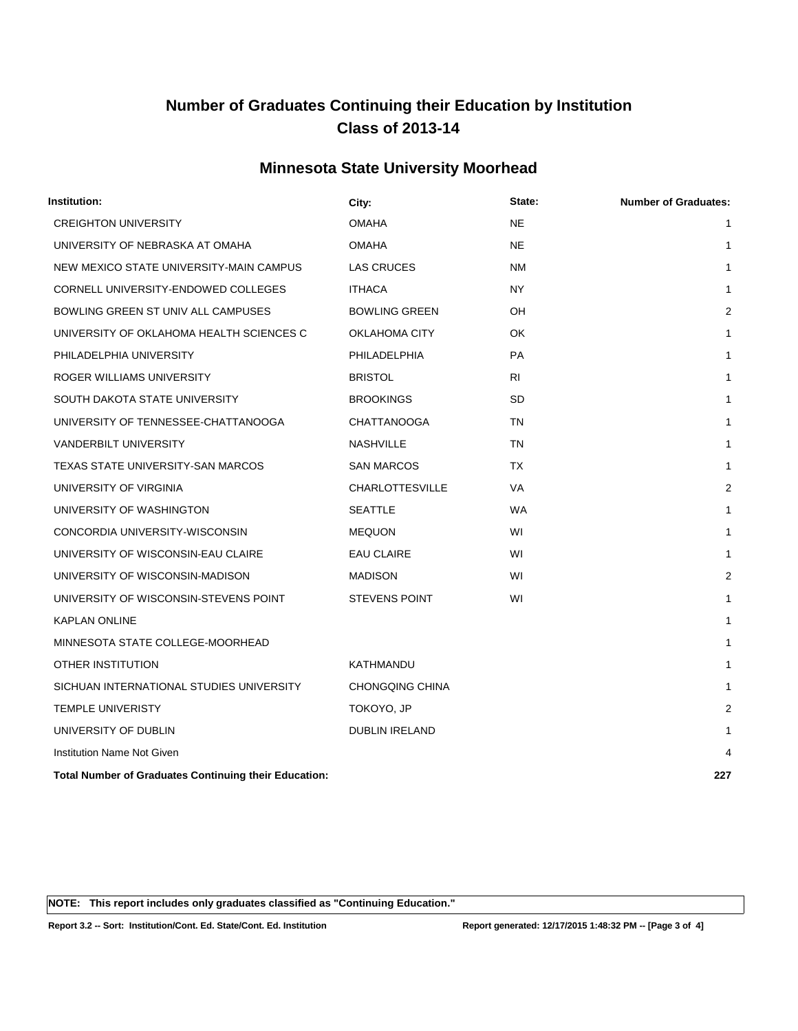# Number of Graduates Continuing their Education by Institution
# Class of 2013-14

## Minnesota State University Moorhead

| Institution: | City: | State: | Number of Graduates: |
|---|---|---|---|
| CREIGHTON UNIVERSITY | OMAHA | NE | 1 |
| UNIVERSITY OF NEBRASKA AT OMAHA | OMAHA | NE | 1 |
| NEW MEXICO STATE UNIVERSITY-MAIN CAMPUS | LAS CRUCES | NM | 1 |
| CORNELL UNIVERSITY-ENDOWED COLLEGES | ITHACA | NY | 1 |
| BOWLING GREEN ST UNIV ALL CAMPUSES | BOWLING GREEN | OH | 2 |
| UNIVERSITY OF OKLAHOMA HEALTH SCIENCES C | OKLAHOMA CITY | OK | 1 |
| PHILADELPHIA UNIVERSITY | PHILADELPHIA | PA | 1 |
| ROGER WILLIAMS UNIVERSITY | BRISTOL | RI | 1 |
| SOUTH DAKOTA STATE UNIVERSITY | BROOKINGS | SD | 1 |
| UNIVERSITY OF TENNESSEE-CHATTANOOGA | CHATTANOOGA | TN | 1 |
| VANDERBILT UNIVERSITY | NASHVILLE | TN | 1 |
| TEXAS STATE UNIVERSITY-SAN MARCOS | SAN MARCOS | TX | 1 |
| UNIVERSITY OF VIRGINIA | CHARLOTTESVILLE | VA | 2 |
| UNIVERSITY OF WASHINGTON | SEATTLE | WA | 1 |
| CONCORDIA UNIVERSITY-WISCONSIN | MEQUON | WI | 1 |
| UNIVERSITY OF WISCONSIN-EAU CLAIRE | EAU CLAIRE | WI | 1 |
| UNIVERSITY OF WISCONSIN-MADISON | MADISON | WI | 2 |
| UNIVERSITY OF WISCONSIN-STEVENS POINT | STEVENS POINT | WI | 1 |
| KAPLAN ONLINE | | | 1 |
| MINNESOTA STATE COLLEGE-MOORHEAD | | | 1 |
| OTHER INSTITUTION | KATHMANDU | | 1 |
| SICHUAN INTERNATIONAL STUDIES UNIVERSITY | CHONGQING CHINA | | 1 |
| TEMPLE UNIVERISTY | TOKOYO, JP | | 2 |
| UNIVERSITY OF DUBLIN | DUBLIN IRELAND | | 1 |
| Institution Name Not Given | | | 4 |
| **Total Number of Graduates Continuing their Education:** | | | **227** |

**NOTE: This report includes only graduates classified as "Continuing Education."**

**Report 3.2 -- Sort: Institution/Cont. Ed. State/Cont. Ed. Institution** **Report generated: 12/17/2015 1:48:32 PM**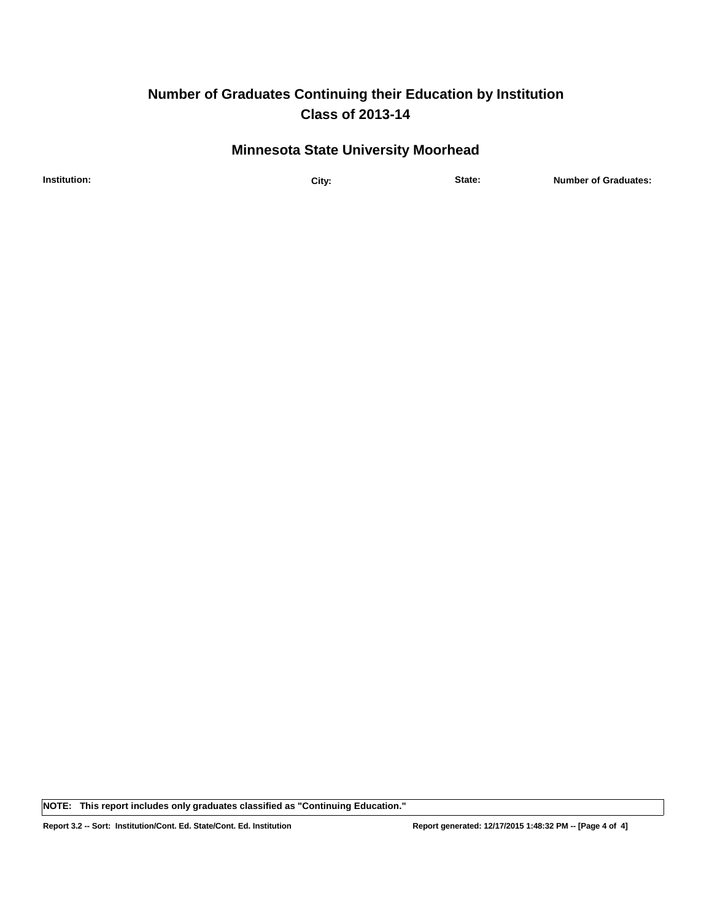# Number of Graduates Continuing their Education by Institution
## Class of 2013-14

## Minnesota State University Moorhead

| Institution: | City: | State: | Number of Graduates: |
|---|---|---|---|

**NOTE: This report includes only graduates classified as "Continuing Education."**

**Report 3.2 -- Sort: Institution/Cont. Ed. State/Cont. Ed. Institution**

**Report generated: 12/17/2015 1:48:32 PM**